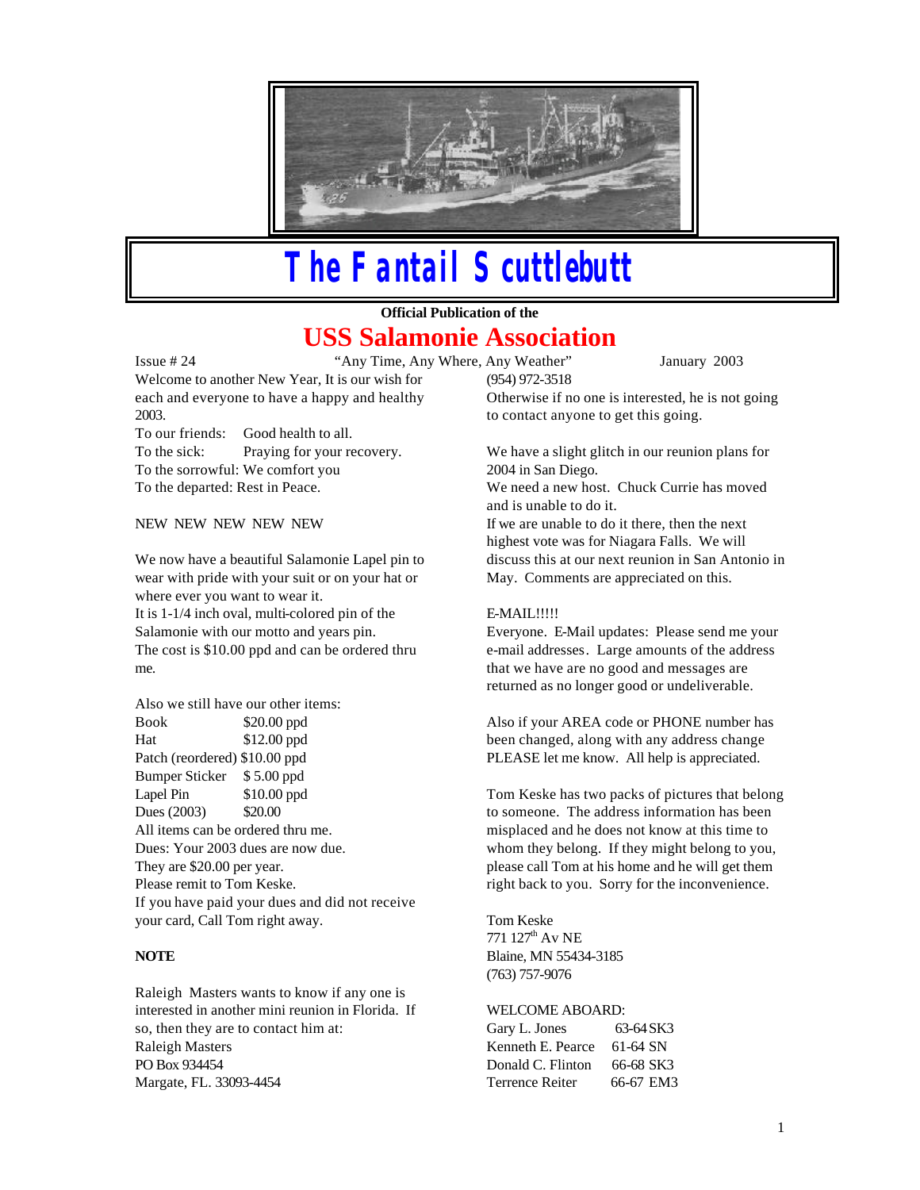# The Fantail Scuttlebutt

**Official Publication of the**

## USS Salamonie Association

Issue # 24 "Any Time, Any Where, Any Weather" January 2003

Welcome to another New Year, It is our wish for each and everyone to have a happy and healthy 2003.

To our friends: Good health to all.
To the sick: Praying for your recovery.
To the sorrowful: We comfort you
To the departed: Rest in Peace.

NEW NEW NEW NEW NEW

We now have a beautiful Salamonie Lapel pin to wear with pride with your suit or on your hat or where ever you want to wear it.
It is 1-1/4 inch oval, multi-colored pin of the Salamonie with our motto and years pin.
The cost is $10.00 ppd and can be ordered thru me.

Also we still have our other items:

| | |
|---|---|
| Book | $20.00 ppd |
| Hat | $12.00 ppd |
| Patch (reordered) | $10.00 ppd |
| Bumper Sticker | $ 5.00 ppd |
| Lapel Pin | $10.00 ppd |
| Dues (2003) | $20.00 |

All items can be ordered thru me.
Dues: Your 2003 dues are now due.
They are $20.00 per year.
Please remit to Tom Keske.
If you have paid your dues and did not receive your card, Call Tom right away.

**NOTE**

Raleigh Masters wants to know if any one is interested in another mini reunion in Florida. If so, then they are to contact him at:
Raleigh Masters
PO Box 934454
Margate, FL. 33093-4454
(954) 972-3518
Otherwise if no one is interested, he is not going to contact anyone to get this going.

We have a slight glitch in our reunion plans for 2004 in San Diego.
We need a new host. Chuck Currie has moved and is unable to do it.
If we are unable to do it there, then the next highest vote was for Niagara Falls. We will discuss this at our next reunion in San Antonio in May. Comments are appreciated on this.

E-MAIL!!!!!
Everyone. E-Mail updates: Please send me your e-mail addresses. Large amounts of the address that we have are no good and messages are returned as no longer good or undeliverable.

Also if your AREA code or PHONE number has been changed, along with any address change PLEASE let me know. All help is appreciated.

Tom Keske has two packs of pictures that belong to someone. The address information has been misplaced and he does not know at this time to whom they belong. If they might belong to you, please call Tom at his home and he will get them right back to you. Sorry for the inconvenience.

Tom Keske
771 127th Av NE
Blaine, MN 55434-3185
(763) 757-9076

WELCOME ABOARD:

| | | |
|---|---|---|
| Gary L. Jones | 63-64 | SK3 |
| Kenneth E. Pearce | 61-64 | SN |
| Donald C. Flinton | 66-68 | SK3 |
| Terrence Reiter | 66-67 | EM3 |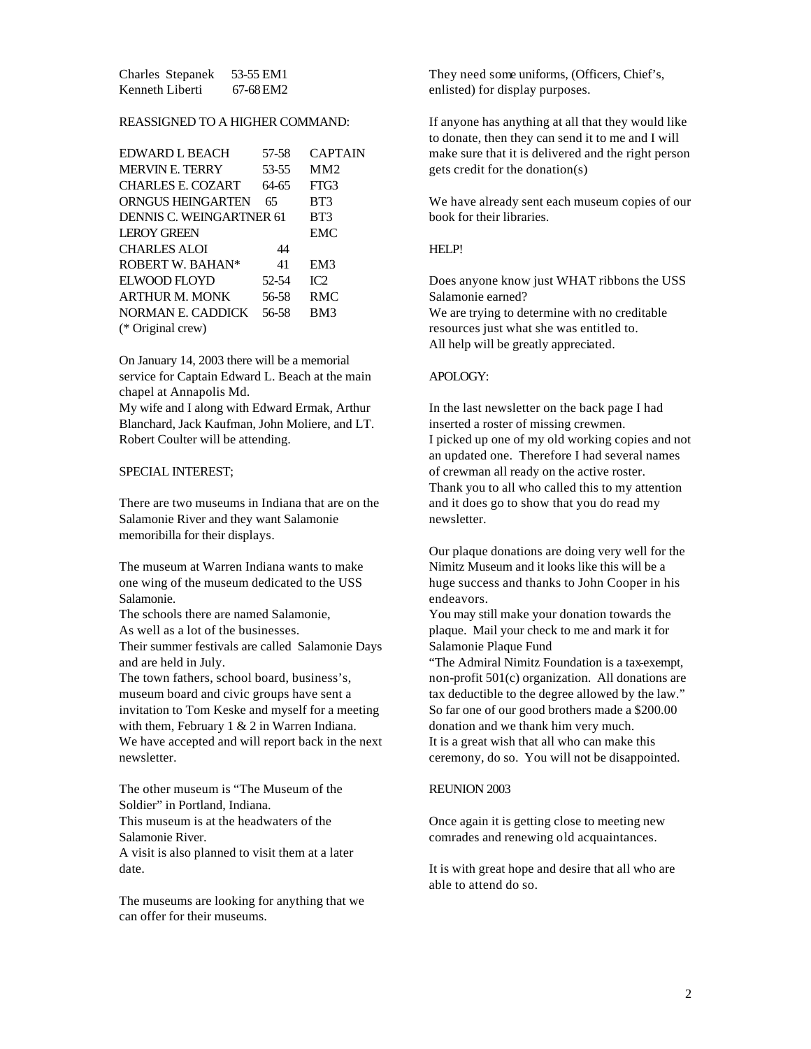| | | |
|---|---|---|
| Charles Stepanek | 53-55 | EM1 |
| Kenneth Liberti | 67-68 | EM2 |

REASSIGNED TO A HIGHER COMMAND:

| | | |
|---|---|---|
| EDWARD L BEACH | 57-58 | CAPTAIN |
| MERVIN E. TERRY | 53-55 | MM2 |
| CHARLES E. COZART | 64-65 | FTG3 |
| ORNGUS HEINGARTEN | 65 | BT3 |
| DENNIS C. WEINGARTNER | 61 | BT3 |
| LEROY GREEN | | EMC |
| CHARLES ALOI | 44 | |
| ROBERT W. BAHAN* | 41 | EM3 |
| ELWOOD FLOYD | 52-54 | IC2 |
| ARTHUR M. MONK | 56-58 | RMC |
| NORMAN E. CADDICK | 56-58 | BM3 |

(* Original crew)

On January 14, 2003 there will be a memorial service for Captain Edward L. Beach at the main chapel at Annapolis Md.
My wife and I along with Edward Ermak, Arthur Blanchard, Jack Kaufman, John Moliere, and LT. Robert Coulter will be attending.

SPECIAL INTEREST;

There are two museums in Indiana that are on the Salamonie River and they want Salamonie memoribilla for their displays.

The museum at Warren Indiana wants to make one wing of the museum dedicated to the USS Salamonie.
The schools there are named Salamonie,
As well as a lot of the businesses.
Their summer festivals are called Salamonie Days and are held in July.
The town fathers, school board, business's, museum board and civic groups have sent a invitation to Tom Keske and myself for a meeting with them, February 1 & 2 in Warren Indiana.
We have accepted and will report back in the next newsletter.

The other museum is "The Museum of the Soldier" in Portland, Indiana.
This museum is at the headwaters of the Salamonie River.
A visit is also planned to visit them at a later date.

The museums are looking for anything that we can offer for their museums.

They need some uniforms, (Officers, Chief's, enlisted) for display purposes.

If anyone has anything at all that they would like to donate, then they can send it to me and I will make sure that it is delivered and the right person gets credit for the donation(s)

We have already sent each museum copies of our book for their libraries.

HELP!

Does anyone know just WHAT ribbons the USS Salamonie earned?
We are trying to determine with no creditable resources just what she was entitled to.
All help will be greatly appreciated.

APOLOGY:

In the last newsletter on the back page I had inserted a roster of missing crewmen.
I picked up one of my old working copies and not an updated one. Therefore I had several names of crewman all ready on the active roster.
Thank you to all who called this to my attention and it does go to show that you do read my newsletter.

Our plaque donations are doing very well for the Nimitz Museum and it looks like this will be a huge success and thanks to John Cooper in his endeavors.
You may still make your donation towards the plaque. Mail your check to me and mark it for Salamonie Plaque Fund
"The Admiral Nimitz Foundation is a tax-exempt, non-profit 501(c) organization. All donations are tax deductible to the degree allowed by the law."
So far one of our good brothers made a $200.00 donation and we thank him very much.
It is a great wish that all who can make this ceremony, do so. You will not be disappointed.

REUNION 2003

Once again it is getting close to meeting new comrades and renewing old acquaintances.

It is with great hope and desire that all who are able to attend do so.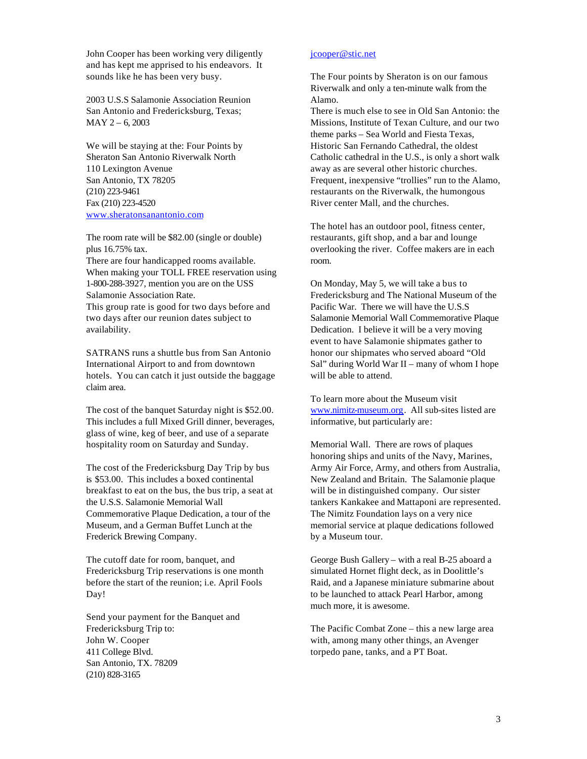John Cooper has been working very diligently and has kept me apprised to his endeavors. It sounds like he has been very busy.

2003 U.S.S Salamonie Association Reunion
San Antonio and Fredericksburg, Texas;
MAY 2 – 6, 2003

We will be staying at the: Four Points by Sheraton San Antonio Riverwalk North
110 Lexington Avenue
San Antonio, TX 78205
(210) 223-9461
Fax (210) 223-4520
www.sheratonsanantonio.com

The room rate will be $82.00 (single or double) plus 16.75% tax.
There are four handicapped rooms available.
When making your TOLL FREE reservation using 1-800-288-3927, mention you are on the USS Salamonie Association Rate.
This group rate is good for two days before and two days after our reunion dates subject to availability.

SATRANS runs a shuttle bus from San Antonio International Airport to and from downtown hotels. You can catch it just outside the baggage claim area.

The cost of the banquet Saturday night is $52.00. This includes a full Mixed Grill dinner, beverages, glass of wine, keg of beer, and use of a separate hospitality room on Saturday and Sunday.

The cost of the Fredericksburg Day Trip by bus is $53.00. This includes a boxed continental breakfast to eat on the bus, the bus trip, a seat at the U.S.S. Salamonie Memorial Wall Commemorative Plaque Dedication, a tour of the Museum, and a German Buffet Lunch at the Frederick Brewing Company.

The cutoff date for room, banquet, and Fredericksburg Trip reservations is one month before the start of the reunion; i.e. April Fools Day!

Send your payment for the Banquet and Fredericksburg Trip to:
John W. Cooper
411 College Blvd.
San Antonio, TX. 78209
(210) 828-3165
jcooper@stic.net

The Four points by Sheraton is on our famous Riverwalk and only a ten-minute walk from the Alamo.
There is much else to see in Old San Antonio: the Missions, Institute of Texan Culture, and our two theme parks – Sea World and Fiesta Texas, Historic San Fernando Cathedral, the oldest Catholic cathedral in the U.S., is only a short walk away as are several other historic churches. Frequent, inexpensive "trollies" run to the Alamo, restaurants on the Riverwalk, the humongous River center Mall, and the churches.

The hotel has an outdoor pool, fitness center, restaurants, gift shop, and a bar and lounge overlooking the river. Coffee makers are in each room.

On Monday, May 5, we will take a bus to Fredericksburg and The National Museum of the Pacific War. There we will have the U.S.S Salamonie Memorial Wall Commemorative Plaque Dedication. I believe it will be a very moving event to have Salamonie shipmates gather to honor our shipmates who served aboard "Old Sal" during World War II – many of whom I hope will be able to attend.

To learn more about the Museum visit www.nimitz-museum.org. All sub-sites listed are informative, but particularly are:

Memorial Wall. There are rows of plaques honoring ships and units of the Navy, Marines, Army Air Force, Army, and others from Australia, New Zealand and Britain. The Salamonie plaque will be in distinguished company. Our sister tankers Kankakee and Mattaponi are represented. The Nimitz Foundation lays on a very nice memorial service at plaque dedications followed by a Museum tour.

George Bush Gallery – with a real B-25 aboard a simulated Hornet flight deck, as in Doolittle's Raid, and a Japanese miniature submarine about to be launched to attack Pearl Harbor, among much more, it is awesome.

The Pacific Combat Zone – this a new large area with, among many other things, an Avenger torpedo pane, tanks, and a PT Boat.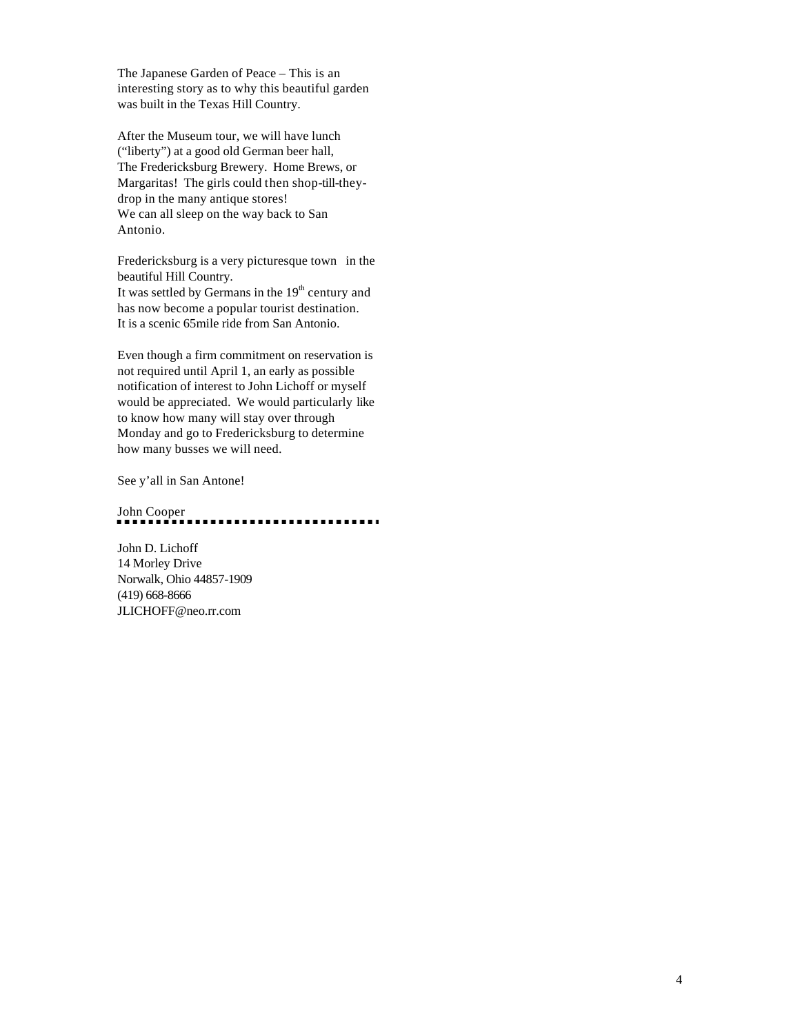The Japanese Garden of Peace – This is an interesting story as to why this beautiful garden was built in the Texas Hill Country.

After the Museum tour, we will have lunch ("liberty") at a good old German beer hall, The Fredericksburg Brewery. Home Brews, or Margaritas! The girls could then shop-till-they-drop in the many antique stores!
We can all sleep on the way back to San Antonio.

Fredericksburg is a very picturesque town in the beautiful Hill Country.
It was settled by Germans in the 19th century and has now become a popular tourist destination.
It is a scenic 65mile ride from San Antonio.

Even though a firm commitment on reservation is not required until April 1, an early as possible notification of interest to John Lichoff or myself would be appreciated. We would particularly like to know how many will stay over through Monday and go to Fredericksburg to determine how many busses we will need.

See y'all in San Antone!

John Cooper

---

John D. Lichoff
14 Morley Drive
Norwalk, Ohio 44857-1909
(419) 668-8666
JLICHOFF@neo.rr.com